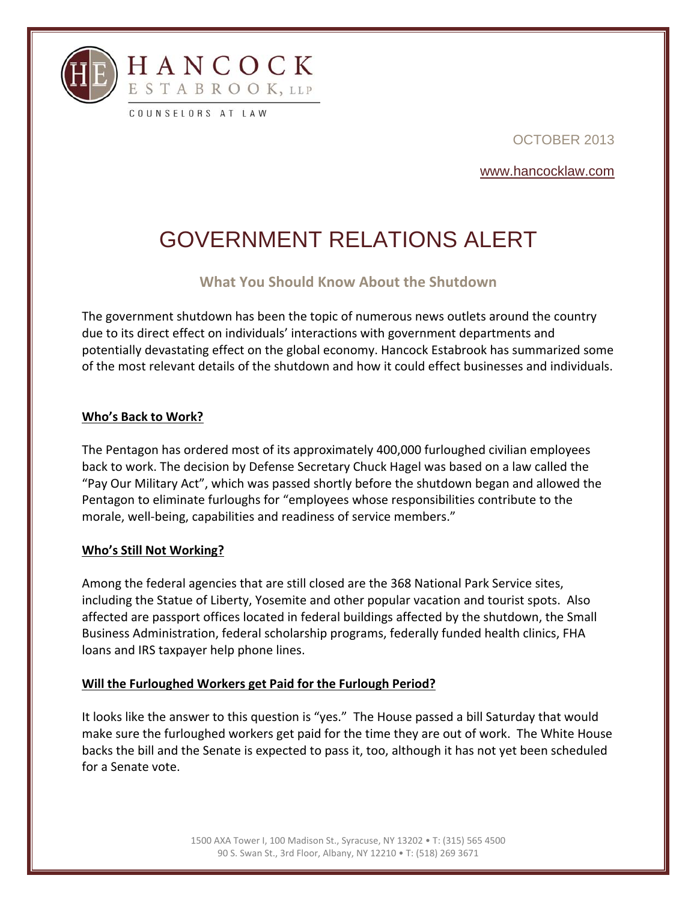HANCOCK ESTABROOK, LLP

COUNSELORS AT LAW

OCTOBER 2013

www.hancocklaw.com

# GOVERNMENT RELATIONS ALERT

## What You Should Know About the Shutdown

The government shutdown has been the topic of numerous news outlets around the country due to its direct effect on individuals' interactions with government departments and potentially devastating effect on the global economy. Hancock Estabrook has summarized some of the most relevant details of the shutdown and how it could effect businesses and individuals.

**Who's Back to Work?**

The Pentagon has ordered most of its approximately 400,000 furloughed civilian employees back to work. The decision by Defense Secretary Chuck Hagel was based on a law called the "Pay Our Military Act", which was passed shortly before the shutdown began and allowed the Pentagon to eliminate furloughs for "employees whose responsibilities contribute to the morale, well-being, capabilities and readiness of service members."

**Who's Still Not Working?**

Among the federal agencies that are still closed are the 368 National Park Service sites, including the Statue of Liberty, Yosemite and other popular vacation and tourist spots. Also affected are passport offices located in federal buildings affected by the shutdown, the Small Business Administration, federal scholarship programs, federally funded health clinics, FHA loans and IRS taxpayer help phone lines.

**Will the Furloughed Workers get Paid for the Furlough Period?**

It looks like the answer to this question is "yes." The House passed a bill Saturday that would make sure the furloughed workers get paid for the time they are out of work. The White House backs the bill and the Senate is expected to pass it, too, although it has not yet been scheduled for a Senate vote.

1500 AXA Tower I, 100 Madison St., Syracuse, NY 13202 • T: (315) 565 4500
90 S. Swan St., 3rd Floor, Albany, NY 12210 • T: (518) 269 3671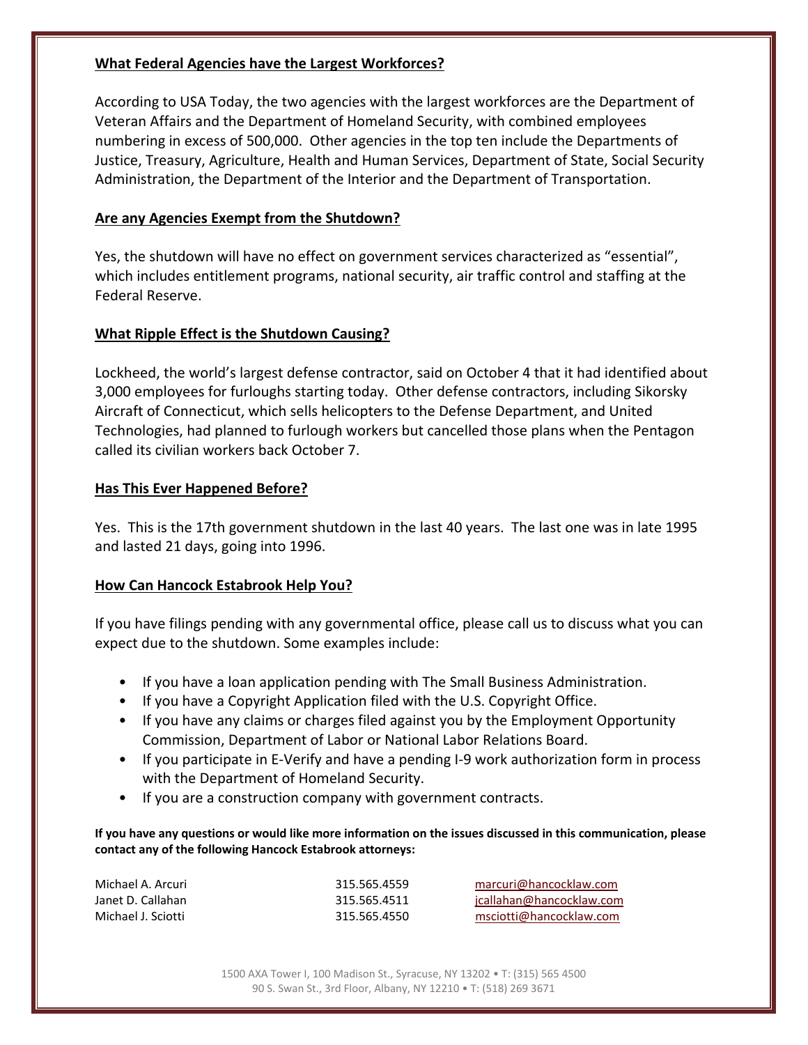## What Federal Agencies have the Largest Workforces?

According to USA Today, the two agencies with the largest workforces are the Department of Veteran Affairs and the Department of Homeland Security, with combined employees numbering in excess of 500,000. Other agencies in the top ten include the Departments of Justice, Treasury, Agriculture, Health and Human Services, Department of State, Social Security Administration, the Department of the Interior and the Department of Transportation.

## Are any Agencies Exempt from the Shutdown?

Yes, the shutdown will have no effect on government services characterized as "essential", which includes entitlement programs, national security, air traffic control and staffing at the Federal Reserve.

## What Ripple Effect is the Shutdown Causing?

Lockheed, the world's largest defense contractor, said on October 4 that it had identified about 3,000 employees for furloughs starting today. Other defense contractors, including Sikorsky Aircraft of Connecticut, which sells helicopters to the Defense Department, and United Technologies, had planned to furlough workers but cancelled those plans when the Pentagon called its civilian workers back October 7.

## Has This Ever Happened Before?

Yes. This is the 17th government shutdown in the last 40 years. The last one was in late 1995 and lasted 21 days, going into 1996.

## How Can Hancock Estabrook Help You?

If you have filings pending with any governmental office, please call us to discuss what you can expect due to the shutdown. Some examples include:

- If you have a loan application pending with The Small Business Administration.
- If you have a Copyright Application filed with the U.S. Copyright Office.
- If you have any claims or charges filed against you by the Employment Opportunity Commission, Department of Labor or National Labor Relations Board.
- If you participate in E-Verify and have a pending I-9 work authorization form in process with the Department of Homeland Security.
- If you are a construction company with government contracts.

**If you have any questions or would like more information on the issues discussed in this communication, please contact any of the following Hancock Estabrook attorneys:**

| | | |
|---|---|---|
| Michael A. Arcuri | 315.565.4559 | marcuri@hancocklaw.com |
| Janet D. Callahan | 315.565.4511 | jcallahan@hancocklaw.com |
| Michael J. Sciotti | 315.565.4550 | msciotti@hancocklaw.com |

1500 AXA Tower I, 100 Madison St., Syracuse, NY 13202 • T: (315) 565 4500
90 S. Swan St., 3rd Floor, Albany, NY 12210 • T: (518) 269 3671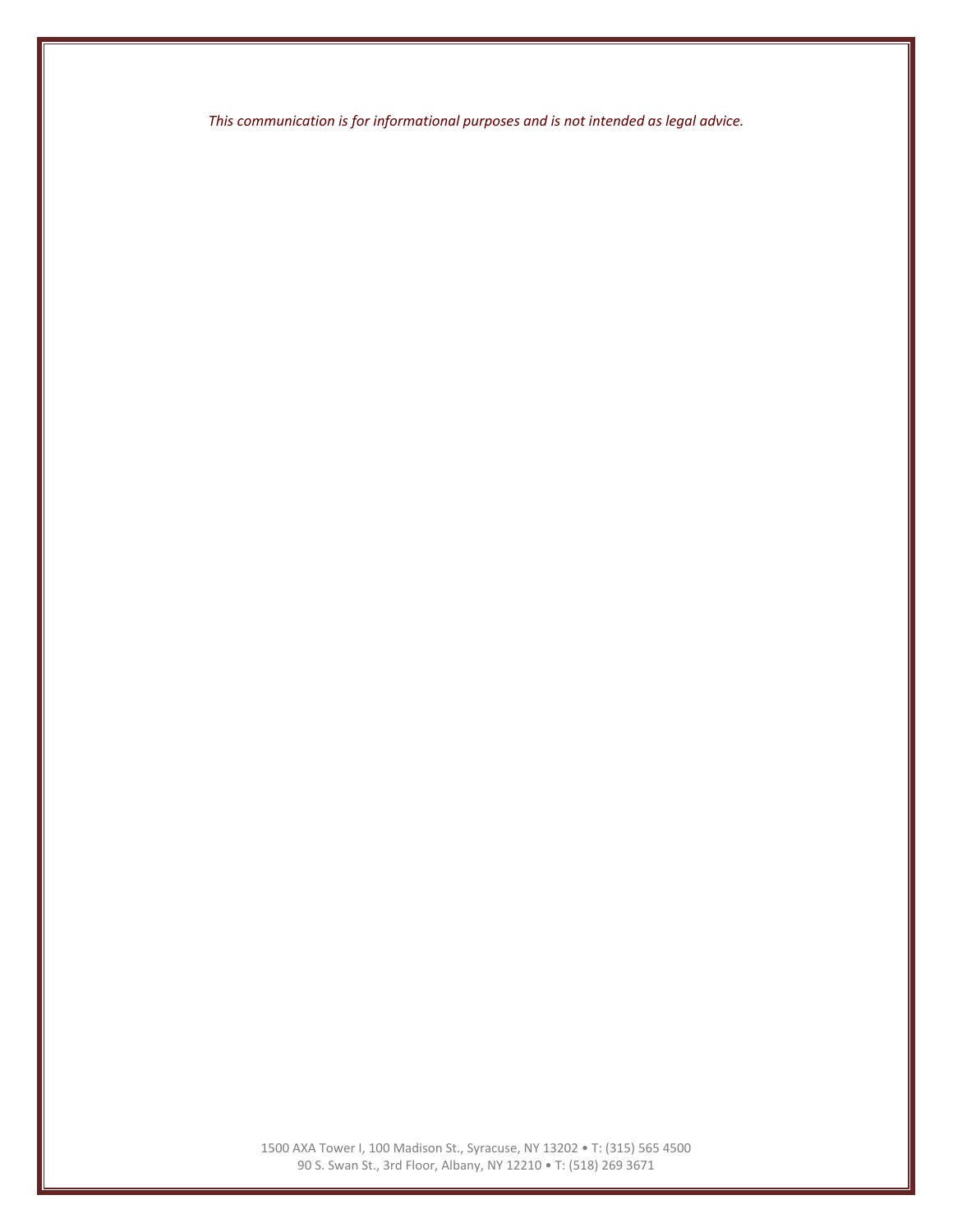*This communication is for informational purposes and is not intended as legal advice.*

1500 AXA Tower I, 100 Madison St., Syracuse, NY 13202 • T: (315) 565 4500
90 S. Swan St., 3rd Floor, Albany, NY 12210 • T: (518) 269 3671